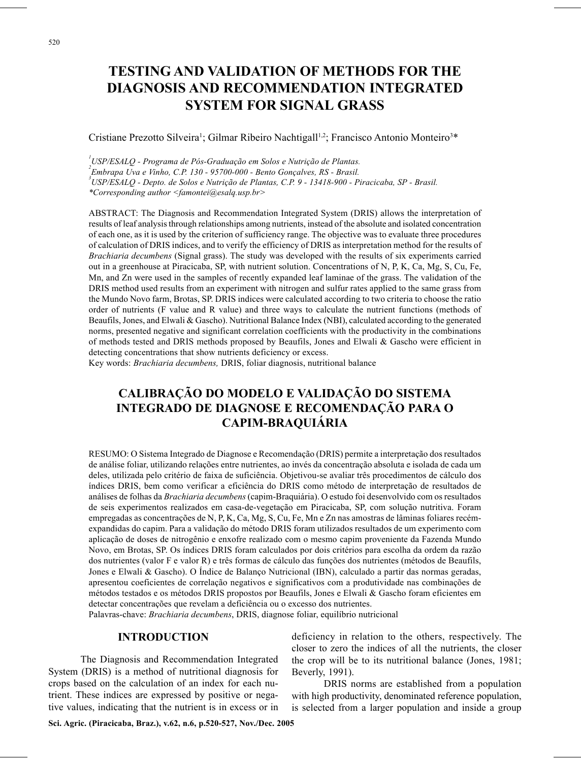# TESTING AND VALIDATION OF METHODS FOR THE DIAGNOSIS AND RECOMMENDATION INTEGRATED SYSTEM FOR SIGNAL GRASS

Cristiane Prezotto Silveira[1]; Gilmar Ribeiro Nachtigall[1,2]; Francisco Antonio Monteiro[3]*

[1] *USP/ESALQ - Programa de Pós-Graduação em Solos e Nutrição de Plantas.*
[2] *Embrapa Uva e Vinho, C.P. 130 - 95700-000 - Bento Gonçalves, RS - Brasil.*
[3] *USP/ESALQ - Depto. de Solos e Nutrição de Plantas, C.P. 9 - 13418-900 - Piracicaba, SP - Brasil.*
*\*Corresponding author <famontei@esalq.usp.br>*

ABSTRACT: The Diagnosis and Recommendation Integrated System (DRIS) allows the interpretation of results of leaf analysis through relationships among nutrients, instead of the absolute and isolated concentration of each one, as it is used by the criterion of sufficiency range. The objective was to evaluate three procedures of calculation of DRIS indices, and to verify the efficiency of DRIS as interpretation method for the results of *Brachiaria decumbens* (Signal grass). The study was developed with the results of six experiments carried out in a greenhouse at Piracicaba, SP, with nutrient solution. Concentrations of N, P, K, Ca, Mg, S, Cu, Fe, Mn, and Zn were used in the samples of recently expanded leaf laminae of the grass. The validation of the DRIS method used results from an experiment with nitrogen and sulfur rates applied to the same grass from the Mundo Novo farm, Brotas, SP. DRIS indices were calculated according to two criteria to choose the ratio order of nutrients (F value and R value) and three ways to calculate the nutrient functions (methods of Beaufils, Jones, and Elwali & Gascho). Nutritional Balance Index (NBI), calculated according to the generated norms, presented negative and significant correlation coefficients with the productivity in the combinations of methods tested and DRIS methods proposed by Beaufils, Jones and Elwali & Gascho were efficient in detecting concentrations that show nutrients deficiency or excess.
Key words: *Brachiaria decumbens,* DRIS, foliar diagnosis, nutritional balance

# CALIBRAÇÃO DO MODELO E VALIDAÇÃO DO SISTEMA INTEGRADO DE DIAGNOSE E RECOMENDAÇÃO PARA O CAPIM-BRAQUIÁRIA

RESUMO: O Sistema Integrado de Diagnose e Recomendação (DRIS) permite a interpretação dos resultados de análise foliar, utilizando relações entre nutrientes, ao invés da concentração absoluta e isolada de cada um deles, utilizada pelo critério de faixa de suficiência. Objetivou-se avaliar três procedimentos de cálculo dos índices DRIS, bem como verificar a eficiência do DRIS como método de interpretação de resultados de análises de folhas da *Brachiaria decumbens* (capim-Braquiária). O estudo foi desenvolvido com os resultados de seis experimentos realizados em casa-de-vegetação em Piracicaba, SP, com solução nutritiva. Foram empregadas as concentrações de N, P, K, Ca, Mg, S, Cu, Fe, Mn e Zn nas amostras de lâminas foliares recém-expandidas do capim. Para a validação do método DRIS foram utilizados resultados de um experimento com aplicação de doses de nitrogênio e enxofre realizado com o mesmo capim proveniente da Fazenda Mundo Novo, em Brotas, SP. Os índices DRIS foram calculados por dois critérios para escolha da ordem da razão dos nutrientes (valor F e valor R) e três formas de cálculo das funções dos nutrientes (métodos de Beaufils, Jones e Elwali & Gascho). O Índice de Balanço Nutricional (IBN), calculado a partir das normas geradas, apresentou coeficientes de correlação negativos e significativos com a produtividade nas combinações de métodos testados e os métodos DRIS propostos por Beaufils, Jones e Elwali & Gascho foram eficientes em detectar concentrações que revelam a deficiência ou o excesso dos nutrientes.
Palavras-chave: *Brachiaria decumbens*, DRIS, diagnose foliar, equilíbrio nutricional

## INTRODUCTION

The Diagnosis and Recommendation Integrated System (DRIS) is a method of nutritional diagnosis for crops based on the calculation of an index for each nutrient. These indices are expressed by positive or negative values, indicating that the nutrient is in excess or in deficiency in relation to the others, respectively. The closer to zero the indices of all the nutrients, the closer the crop will be to its nutritional balance (Jones, 1981; Beverly, 1991).

DRIS norms are established from a population with high productivity, denominated reference population, is selected from a larger population and inside a group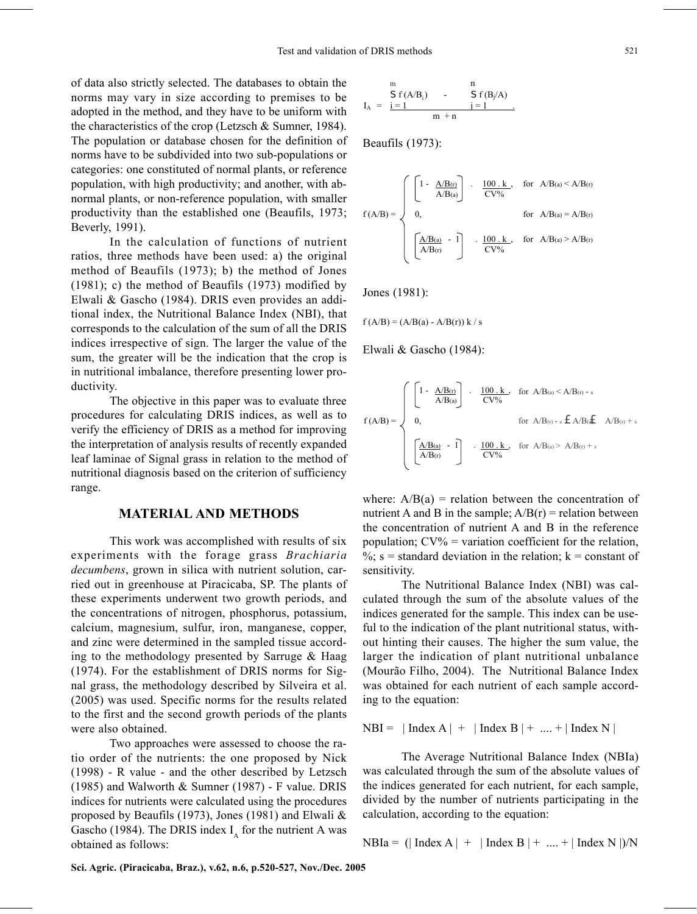of data also strictly selected. The databases to obtain the norms may vary in size according to premises to be adopted in the method, and they have to be uniform with the characteristics of the crop (Letzsch & Sumner, 1984). The population or database chosen for the definition of norms have to be subdivided into two sub-populations or categories: one constituted of normal plants, or reference population, with high productivity; and another, with abnormal plants, or non-reference population, with smaller productivity than the established one (Beaufils, 1973; Beverly, 1991).

In the calculation of functions of nutrient ratios, three methods have been used: a) the original method of Beaufils (1973); b) the method of Jones (1981); c) the method of Beaufils (1973) modified by Elwali & Gascho (1984). DRIS even provides an additional index, the Nutritional Balance Index (NBI), that corresponds to the calculation of the sum of all the DRIS indices irrespective of sign. The larger the value of the sum, the greater will be the indication that the crop is in nutritional imbalance, therefore presenting lower productivity.

The objective in this paper was to evaluate three procedures for calculating DRIS indices, as well as to verify the efficiency of DRIS as a method for improving the interpretation of analysis results of recently expanded leaf laminae of Signal grass in relation to the method of nutritional diagnosis based on the criterion of sufficiency range.

## MATERIAL AND METHODS

This work was accomplished with results of six experiments with the forage grass *Brachiaria decumbens*, grown in silica with nutrient solution, carried out in greenhouse at Piracicaba, SP. The plants of these experiments underwent two growth periods, and the concentrations of nitrogen, phosphorus, potassium, calcium, magnesium, sulfur, iron, manganese, copper, and zinc were determined in the sampled tissue according to the methodology presented by Sarruge & Haag (1974). For the establishment of DRIS norms for Signal grass, the methodology described by Silveira et al. (2005) was used. Specific norms for the results related to the first and the second growth periods of the plants were also obtained.

Two approaches were assessed to choose the ratio order of the nutrients: the one proposed by Nick (1998) - R value - and the other described by Letzsch (1985) and Walworth & Sumner (1987) - F value. DRIS indices for nutrients were calculated using the procedures proposed by Beaufils (1973), Jones (1981) and Elwali & Gascho (1984). The DRIS index $I_A$ for the nutrient A was obtained as follows:

$$I_A = \frac{\sum_{i=1}^{m} f(A/B_i) - \sum_{j=1}^{n} f(B_j/A)}{m + n}.$$

Beaufils (1973):

$$f(A/B) = \begin{cases} \left[1 - \dfrac{A/B_{(r)}}{A/B_{(a)}}\right] \cdot \dfrac{100 \cdot k}{CV\%}, & \text{for } A/B_{(a)} < A/B_{(r)} \\ 0, & \text{for } A/B_{(a)} = A/B_{(r)} \\ \left[\dfrac{A/B_{(a)}}{A/B_{(r)}} - 1\right] \cdot \dfrac{100 \cdot k}{CV\%}, & \text{for } A/B_{(a)} > A/B_{(r)} \end{cases}$$

Jones (1981):

$$f(A/B) = (A/B(a) - A/B(r))\, k / s$$

Elwali & Gascho (1984):

$$f(A/B) = \begin{cases} \left[1 - \dfrac{A/B_{(r)}}{A/B_{(a)}}\right] \cdot \dfrac{100 \cdot k}{CV\%}, & \text{for } A/B_{(a)} < A/B_{(r)} - s \\ 0, & \text{for } A/B_{(r)} - s \leq A/B_{(a)} \leq A/B_{(r)} + s \\ \left[\dfrac{A/B_{(a)}}{A/B_{(r)}} - 1\right] \cdot \dfrac{100 \cdot k}{CV\%}, & \text{for } A/B_{(a)} > A/B_{(r)} + s \end{cases}$$

where: $A/B(a)$ = relation between the concentration of nutrient A and B in the sample; $A/B(r)$ = relation between the concentration of nutrient A and B in the reference population; $CV\%$ = variation coefficient for the relation, %; s = standard deviation in the relation; k = constant of sensitivity.

The Nutritional Balance Index (NBI) was calculated through the sum of the absolute values of the indices generated for the sample. This index can be useful to the indication of the plant nutritional status, without hinting their causes. The higher the sum value, the larger the indication of plant nutritional unbalance (Mourão Filho, 2004). The Nutritional Balance Index was obtained for each nutrient of each sample according to the equation:

$$NBI = |\text{Index A}| + |\text{Index B}| + .... + |\text{Index N}|$$

The Average Nutritional Balance Index (NBIa) was calculated through the sum of the absolute values of the indices generated for each nutrient, for each sample, divided by the number of nutrients participating in the calculation, according to the equation:

$$NBIa = (|\text{Index A}| + |\text{Index B}| + .... + |\text{Index N}|)/N$$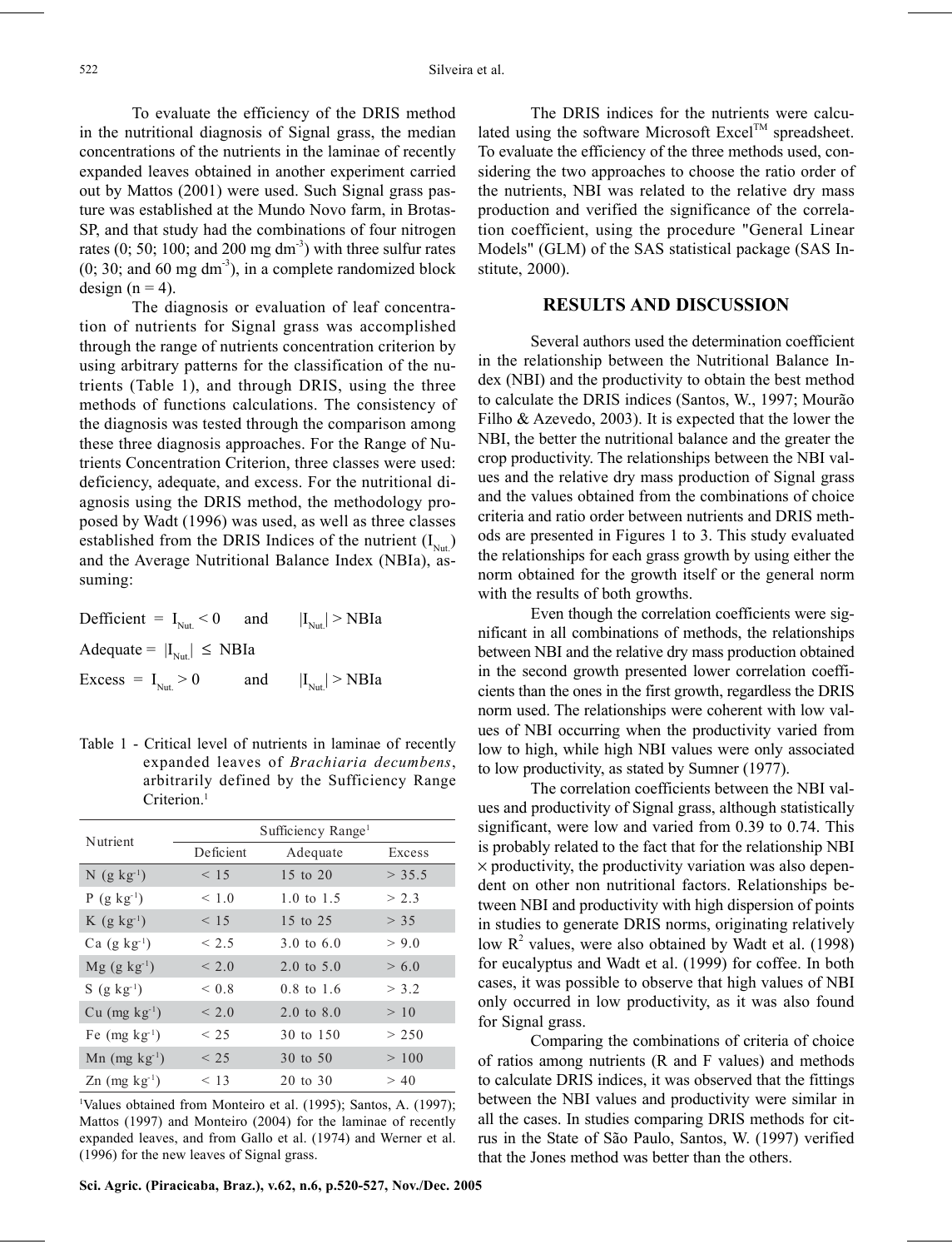To evaluate the efficiency of the DRIS method in the nutritional diagnosis of Signal grass, the median concentrations of the nutrients in the laminae of recently expanded leaves obtained in another experiment carried out by Mattos (2001) were used. Such Signal grass pasture was established at the Mundo Novo farm, in Brotas-SP, and that study had the combinations of four nitrogen rates (0; 50; 100; and 200 mg $dm^{-3}$) with three sulfur rates (0; 30; and 60 mg $dm^{-3}$), in a complete randomized block design ($n = 4$).

The diagnosis or evaluation of leaf concentration of nutrients for Signal grass was accomplished through the range of nutrients concentration criterion by using arbitrary patterns for the classification of the nutrients (Table 1), and through DRIS, using the three methods of functions calculations. The consistency of the diagnosis was tested through the comparison among these three diagnosis approaches. For the Range of Nutrients Concentration Criterion, three classes were used: deficiency, adequate, and excess. For the nutritional diagnosis using the DRIS method, the methodology proposed by Wadt (1996) was used, as well as three classes established from the DRIS Indices of the nutrient ($I_{Nut.}$) and the Average Nutritional Balance Index (NBIa), assuming:

Defficient = $I_{Nut.} < 0$ and $|I_{Nut.}| > NBIa$

Adequate = $|I_{Nut.}| \leq NBIa$

Excess = $I_{Nut.} > 0$ and $|I_{Nut.}| > NBIa$

Table 1 - Critical level of nutrients in laminae of recently expanded leaves of *Brachiaria decumbens*, arbitrarily defined by the Sufficiency Range Criterion.[1]

| Nutrient | Sufficiency Range[1] | | |
|---|---|---|---|
| | Deficient | Adequate | Excess |
| N (g $kg^{-1}$) | < 15 | 15 to 20 | > 35.5 |
| P (g $kg^{-1}$) | < 1.0 | 1.0 to 1.5 | > 2.3 |
| K (g $kg^{-1}$) | < 15 | 15 to 25 | > 35 |
| Ca (g $kg^{-1}$) | < 2.5 | 3.0 to 6.0 | > 9.0 |
| Mg (g $kg^{-1}$) | < 2.0 | 2.0 to 5.0 | > 6.0 |
| S (g $kg^{-1}$) | < 0.8 | 0.8 to 1.6 | > 3.2 |
| Cu (mg $kg^{-1}$) | < 2.0 | 2.0 to 8.0 | > 10 |
| Fe (mg $kg^{-1}$) | < 25 | 30 to 150 | > 250 |
| Mn (mg $kg^{-1}$) | < 25 | 30 to 50 | > 100 |
| Zn (mg $kg^{-1}$) | < 13 | 20 to 30 | > 40 |

[1]Values obtained from Monteiro et al. (1995); Santos, A. (1997); Mattos (1997) and Monteiro (2004) for the laminae of recently expanded leaves, and from Gallo et al. (1974) and Werner et al. (1996) for the new leaves of Signal grass.

The DRIS indices for the nutrients were calculated using the software Microsoft Excel™ spreadsheet. To evaluate the efficiency of the three methods used, considering the two approaches to choose the ratio order of the nutrients, NBI was related to the relative dry mass production and verified the significance of the correlation coefficient, using the procedure "General Linear Models" (GLM) of the SAS statistical package (SAS Institute, 2000).

## RESULTS AND DISCUSSION

Several authors used the determination coefficient in the relationship between the Nutritional Balance Index (NBI) and the productivity to obtain the best method to calculate the DRIS indices (Santos, W., 1997; Mourão Filho & Azevedo, 2003). It is expected that the lower the NBI, the better the nutritional balance and the greater the crop productivity. The relationships between the NBI values and the relative dry mass production of Signal grass and the values obtained from the combinations of choice criteria and ratio order between nutrients and DRIS methods are presented in Figures 1 to 3. This study evaluated the relationships for each grass growth by using either the norm obtained for the growth itself or the general norm with the results of both growths.

Even though the correlation coefficients were significant in all combinations of methods, the relationships between NBI and the relative dry mass production obtained in the second growth presented lower correlation coefficients than the ones in the first growth, regardless the DRIS norm used. The relationships were coherent with low values of NBI occurring when the productivity varied from low to high, while high NBI values were only associated to low productivity, as stated by Sumner (1977).

The correlation coefficients between the NBI values and productivity of Signal grass, although statistically significant, were low and varied from 0.39 to 0.74. This is probably related to the fact that for the relationship NBI × productivity, the productivity variation was also dependent on other non nutritional factors. Relationships between NBI and productivity with high dispersion of points in studies to generate DRIS norms, originating relatively low $R^2$ values, were also obtained by Wadt et al. (1998) for eucalyptus and Wadt et al. (1999) for coffee. In both cases, it was possible to observe that high values of NBI only occurred in low productivity, as it was also found for Signal grass.

Comparing the combinations of criteria of choice of ratios among nutrients (R and F values) and methods to calculate DRIS indices, it was observed that the fittings between the NBI values and productivity were similar in all the cases. In studies comparing DRIS methods for citrus in the State of São Paulo, Santos, W. (1997) verified that the Jones method was better than the others.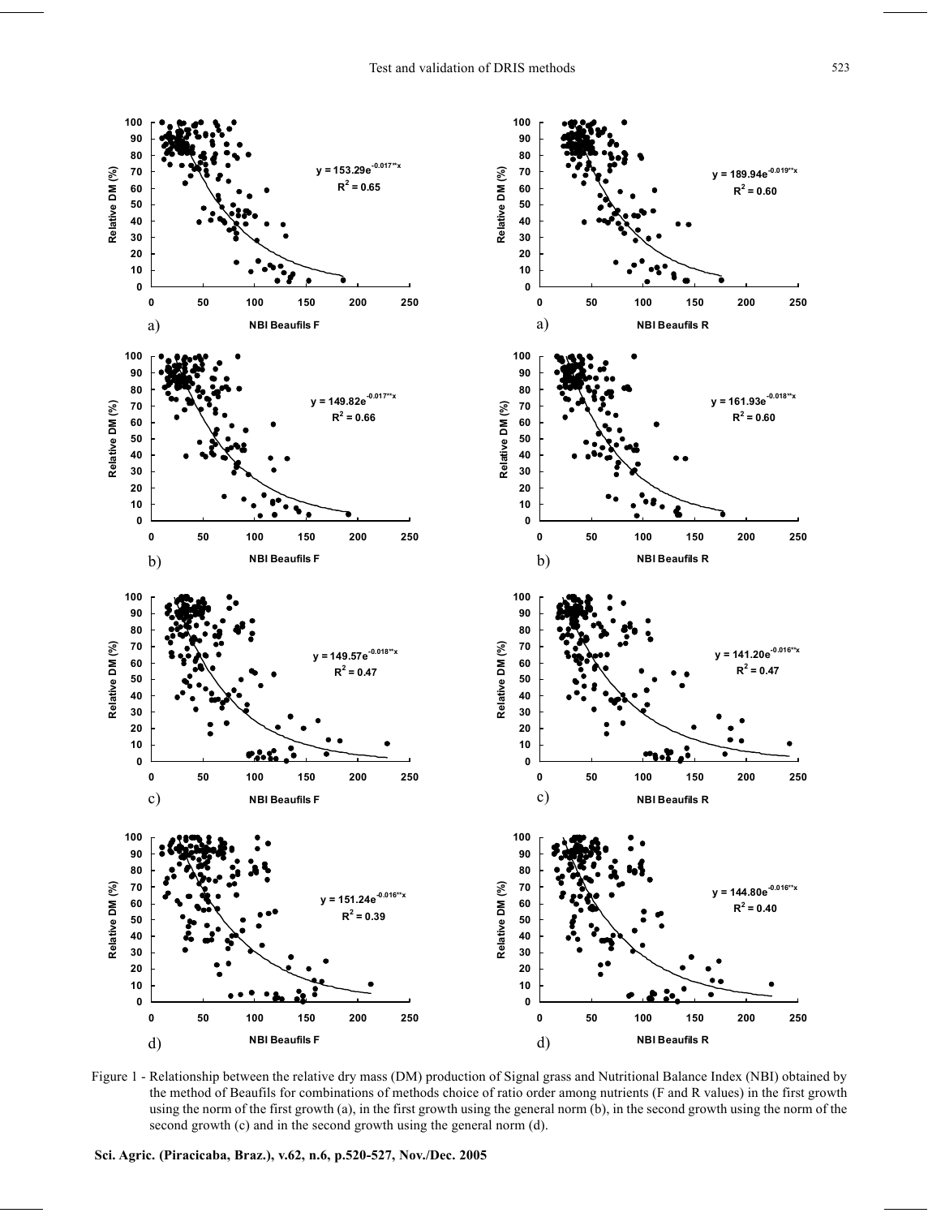Figure 1 - Relationship between the relative dry mass (DM) production of Signal grass and Nutritional Balance Index (NBI) obtained by the method of Beaufils for combinations of methods choice of ratio order among nutrients (F and R values) in the first growth using the norm of the first growth (a), in the first growth using the general norm (b), in the second growth using the norm of the second growth (c) and in the second growth using the general norm (d).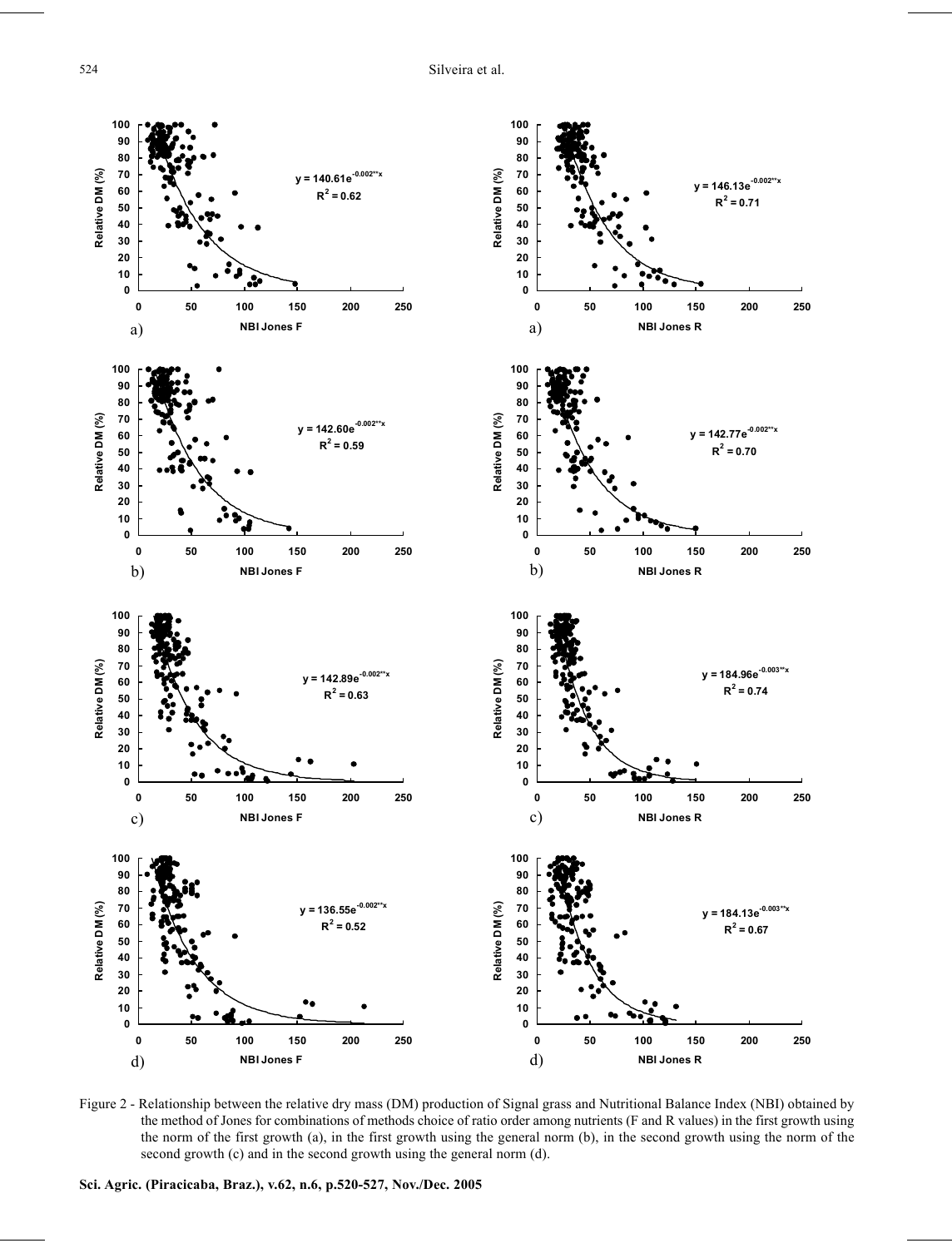Figure 2 - Relationship between the relative dry mass (DM) production of Signal grass and Nutritional Balance Index (NBI) obtained by the method of Jones for combinations of methods choice of ratio order among nutrients (F and R values) in the first growth using the norm of the first growth (a), in the first growth using the general norm (b), in the second growth using the norm of the second growth (c) and in the second growth using the general norm (d).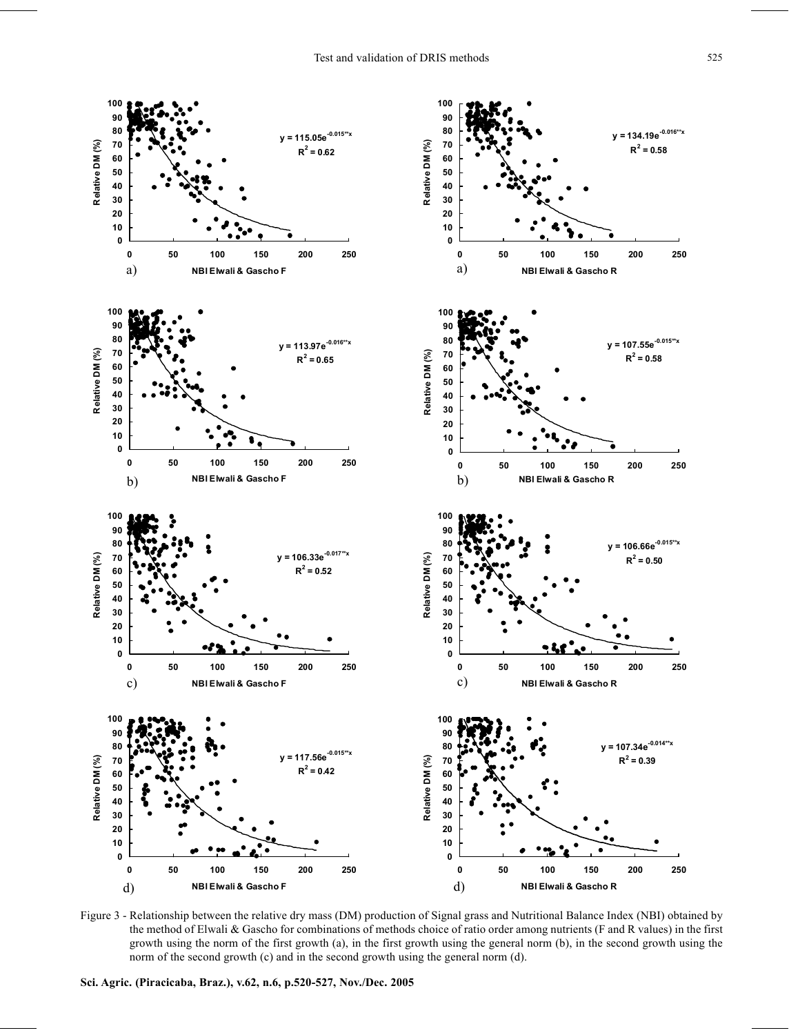Figure 3 - Relationship between the relative dry mass (DM) production of Signal grass and Nutritional Balance Index (NBI) obtained by the method of Elwali & Gascho for combinations of methods choice of ratio order among nutrients (F and R values) in the first growth using the norm of the first growth (a), in the first growth using the general norm (b), in the second growth using the norm of the second growth (c) and in the second growth using the general norm (d).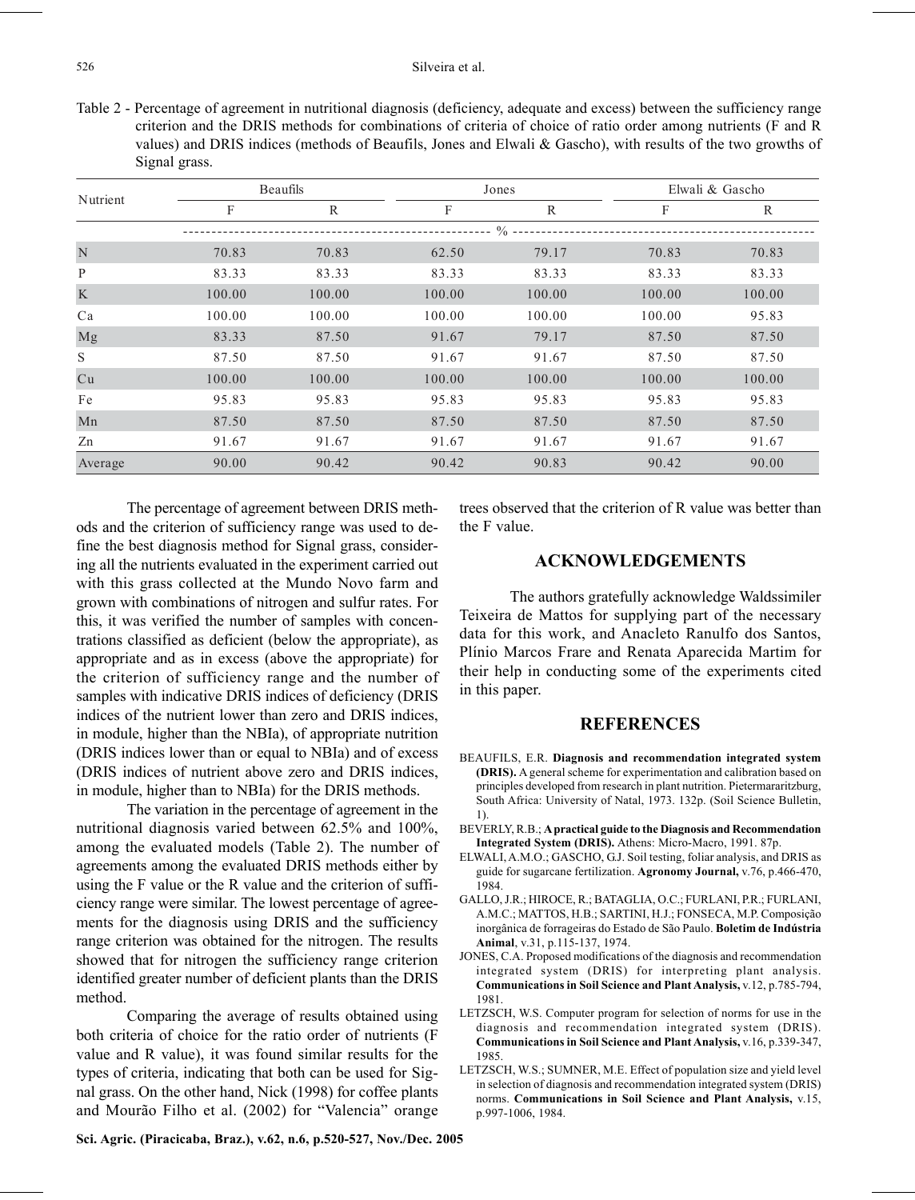Table 2 - Percentage of agreement in nutritional diagnosis (deficiency, adequate and excess) between the sufficiency range criterion and the DRIS methods for combinations of criteria of choice of ratio order among nutrients (F and R values) and DRIS indices (methods of Beaufils, Jones and Elwali & Gascho), with results of the two growths of Signal grass.

| Nutrient | Beaufils | | Jones | | Elwali & Gascho | |
|---|---|---|---|---|---|---|
| | F | R | F | R | F | R |
| | % | | | | | |
| N | 70.83 | 70.83 | 62.50 | 79.17 | 70.83 | 70.83 |
| P | 83.33 | 83.33 | 83.33 | 83.33 | 83.33 | 83.33 |
| K | 100.00 | 100.00 | 100.00 | 100.00 | 100.00 | 100.00 |
| Ca | 100.00 | 100.00 | 100.00 | 100.00 | 100.00 | 95.83 |
| Mg | 83.33 | 87.50 | 91.67 | 79.17 | 87.50 | 87.50 |
| S | 87.50 | 87.50 | 91.67 | 91.67 | 87.50 | 87.50 |
| Cu | 100.00 | 100.00 | 100.00 | 100.00 | 100.00 | 100.00 |
| Fe | 95.83 | 95.83 | 95.83 | 95.83 | 95.83 | 95.83 |
| Mn | 87.50 | 87.50 | 87.50 | 87.50 | 87.50 | 87.50 |
| Zn | 91.67 | 91.67 | 91.67 | 91.67 | 91.67 | 91.67 |
| Average | 90.00 | 90.42 | 90.42 | 90.83 | 90.42 | 90.00 |

The percentage of agreement between DRIS methods and the criterion of sufficiency range was used to define the best diagnosis method for Signal grass, considering all the nutrients evaluated in the experiment carried out with this grass collected at the Mundo Novo farm and grown with combinations of nitrogen and sulfur rates. For this, it was verified the number of samples with concentrations classified as deficient (below the appropriate), as appropriate and as in excess (above the appropriate) for the criterion of sufficiency range and the number of samples with indicative DRIS indices of deficiency (DRIS indices of the nutrient lower than zero and DRIS indices, in module, higher than the NBIa), of appropriate nutrition (DRIS indices lower than or equal to NBIa) and of excess (DRIS indices of nutrient above zero and DRIS indices, in module, higher than to NBIa) for the DRIS methods.

The variation in the percentage of agreement in the nutritional diagnosis varied between 62.5% and 100%, among the evaluated models (Table 2). The number of agreements among the evaluated DRIS methods either by using the F value or the R value and the criterion of sufficiency range were similar. The lowest percentage of agreements for the diagnosis using DRIS and the sufficiency range criterion was obtained for the nitrogen. The results showed that for nitrogen the sufficiency range criterion identified greater number of deficient plants than the DRIS method.

Comparing the average of results obtained using both criteria of choice for the ratio order of nutrients (F value and R value), it was found similar results for the types of criteria, indicating that both can be used for Signal grass. On the other hand, Nick (1998) for coffee plants and Mourão Filho et al. (2002) for "Valencia" orange trees observed that the criterion of R value was better than the F value.

## ACKNOWLEDGEMENTS

The authors gratefully acknowledge Waldssimiler Teixeira de Mattos for supplying part of the necessary data for this work, and Anacleto Ranulfo dos Santos, Plínio Marcos Frare and Renata Aparecida Martim for their help in conducting some of the experiments cited in this paper.

## REFERENCES

BEAUFILS, E.R. **Diagnosis and recommendation integrated system (DRIS).** A general scheme for experimentation and calibration based on principles developed from research in plant nutrition. Pietermararitzburg, South Africa: University of Natal, 1973. 132p. (Soil Science Bulletin, 1).

BEVERLY, R.B.; **A practical guide to the Diagnosis and Recommendation Integrated System (DRIS).** Athens: Micro-Macro, 1991. 87p.

ELWALI, A.M.O.; GASCHO, G.J. Soil testing, foliar analysis, and DRIS as guide for sugarcane fertilization. **Agronomy Journal,** v.76, p.466-470, 1984.

GALLO, J.R.; HIROCE, R.; BATAGLIA, O.C.; FURLANI, P.R.; FURLANI, A.M.C.; MATTOS, H.B.; SARTINI, H.J.; FONSECA, M.P. Composição inorgânica de forrageiras do Estado de São Paulo. **Boletim de Indústria Animal**, v.31, p.115-137, 1974.

JONES, C.A. Proposed modifications of the diagnosis and recommendation integrated system (DRIS) for interpreting plant analysis. **Communications in Soil Science and Plant Analysis,** v.12, p.785-794, 1981.

LETZSCH, W.S. Computer program for selection of norms for use in the diagnosis and recommendation integrated system (DRIS). **Communications in Soil Science and Plant Analysis,** v.16, p.339-347, 1985.

LETZSCH, W.S.; SUMNER, M.E. Effect of population size and yield level in selection of diagnosis and recommendation integrated system (DRIS) norms. **Communications in Soil Science and Plant Analysis,** v.15, p.997-1006, 1984.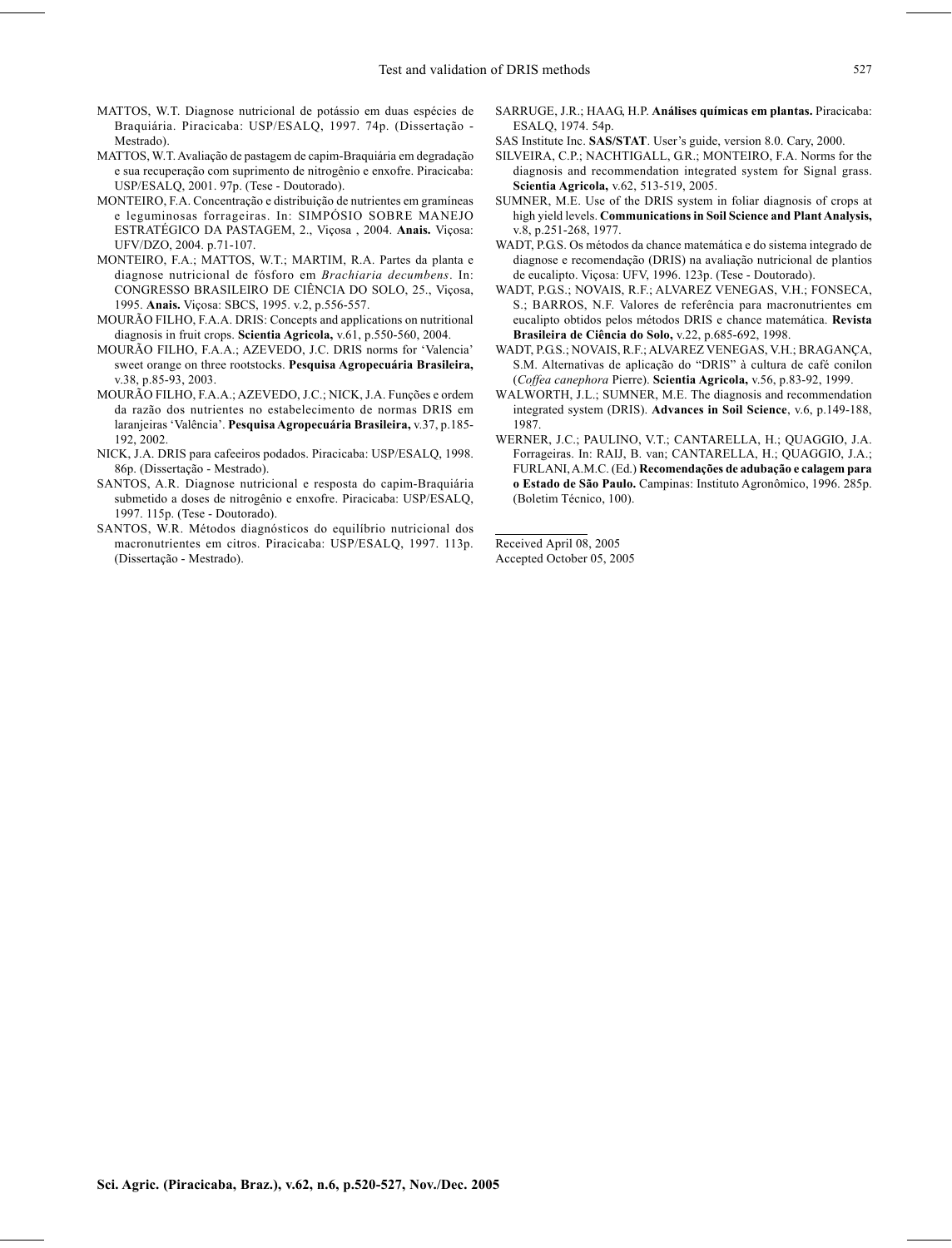MATTOS, W.T. Diagnose nutricional de potássio em duas espécies de Braquiária. Piracicaba: USP/ESALQ, 1997. 74p. (Dissertação - Mestrado).

MATTOS, W.T. Avaliação de pastagem de capim-Braquiária em degradação e sua recuperação com suprimento de nitrogênio e enxofre. Piracicaba: USP/ESALQ, 2001. 97p. (Tese - Doutorado).

MONTEIRO, F.A. Concentração e distribuição de nutrientes em gramíneas e leguminosas forrageiras. In: SIMPÓSIO SOBRE MANEJO ESTRATÉGICO DA PASTAGEM, 2., Viçosa , 2004. **Anais.** Viçosa: UFV/DZO, 2004. p.71-107.

MONTEIRO, F.A.; MATTOS, W.T.; MARTIM, R.A. Partes da planta e diagnose nutricional de fósforo em *Brachiaria decumbens*. In: CONGRESSO BRASILEIRO DE CIÊNCIA DO SOLO, 25., Viçosa, 1995. **Anais.** Viçosa: SBCS, 1995. v.2, p.556-557.

MOURÃO FILHO, F.A.A. DRIS: Concepts and applications on nutritional diagnosis in fruit crops. **Scientia Agricola,** v.61, p.550-560, 2004.

MOURÃO FILHO, F.A.A.; AZEVEDO, J.C. DRIS norms for 'Valencia' sweet orange on three rootstocks. **Pesquisa Agropecuária Brasileira,** v.38, p.85-93, 2003.

MOURÃO FILHO, F.A.A.; AZEVEDO, J.C.; NICK, J.A. Funções e ordem da razão dos nutrientes no estabelecimento de normas DRIS em laranjeiras 'Valência'. **Pesquisa Agropecuária Brasileira,** v.37, p.185-192, 2002.

NICK, J.A. DRIS para cafeeiros podados. Piracicaba: USP/ESALQ, 1998. 86p. (Dissertação - Mestrado).

SANTOS, A.R. Diagnose nutricional e resposta do capim-Braquiária submetido a doses de nitrogênio e enxofre. Piracicaba: USP/ESALQ, 1997. 115p. (Tese - Doutorado).

SANTOS, W.R. Métodos diagnósticos do equilíbrio nutricional dos macronutrientes em citros. Piracicaba: USP/ESALQ, 1997. 113p. (Dissertação - Mestrado).

SARRUGE, J.R.; HAAG, H.P. **Análises químicas em plantas.** Piracicaba: ESALQ, 1974. 54p.

SAS Institute Inc. **SAS/STAT**. User's guide, version 8.0. Cary, 2000.

SILVEIRA, C.P.; NACHTIGALL, G.R.; MONTEIRO, F.A. Norms for the diagnosis and recommendation integrated system for Signal grass. **Scientia Agricola,** v.62, 513-519, 2005.

SUMNER, M.E. Use of the DRIS system in foliar diagnosis of crops at high yield levels. **Communications in Soil Science and Plant Analysis,** v.8, p.251-268, 1977.

WADT, P.G.S. Os métodos da chance matemática e do sistema integrado de diagnose e recomendação (DRIS) na avaliação nutricional de plantios de eucalipto. Viçosa: UFV, 1996. 123p. (Tese - Doutorado).

WADT, P.G.S.; NOVAIS, R.F.; ALVAREZ VENEGAS, V.H.; FONSECA, S.; BARROS, N.F. Valores de referência para macronutrientes em eucalipto obtidos pelos métodos DRIS e chance matemática. **Revista Brasileira de Ciência do Solo,** v.22, p.685-692, 1998.

WADT, P.G.S.; NOVAIS, R.F.; ALVAREZ VENEGAS, V.H.; BRAGANÇA, S.M. Alternativas de aplicação do "DRIS" à cultura de café conilon (*Coffea canephora* Pierre). **Scientia Agricola,** v.56, p.83-92, 1999.

WALWORTH, J.L.; SUMNER, M.E. The diagnosis and recommendation integrated system (DRIS). **Advances in Soil Science**, v.6, p.149-188, 1987.

WERNER, J.C.; PAULINO, V.T.; CANTARELLA, H.; QUAGGIO, J.A. Forrageiras. In: RAIJ, B. van; CANTARELLA, H.; QUAGGIO, J.A.; FURLANI, A.M.C. (Ed.) **Recomendações de adubação e calagem para o Estado de São Paulo.** Campinas: Instituto Agronômico, 1996. 285p. (Boletim Técnico, 100).

Received April 08, 2005
Accepted October 05, 2005